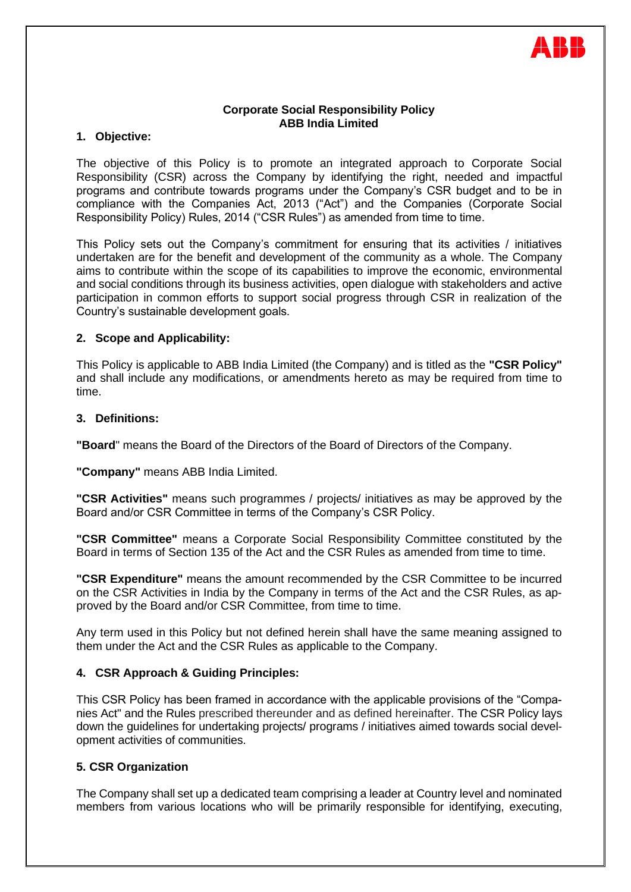**Corporate Social Responsibility Policy**
**ABB India Limited**

## 1. Objective:

The objective of this Policy is to promote an integrated approach to Corporate Social Responsibility (CSR) across the Company by identifying the right, needed and impactful programs and contribute towards programs under the Company's CSR budget and to be in compliance with the Companies Act, 2013 ("Act") and the Companies (Corporate Social Responsibility Policy) Rules, 2014 ("CSR Rules") as amended from time to time.

This Policy sets out the Company's commitment for ensuring that its activities / initiatives undertaken are for the benefit and development of the community as a whole. The Company aims to contribute within the scope of its capabilities to improve the economic, environmental and social conditions through its business activities, open dialogue with stakeholders and active participation in common efforts to support social progress through CSR in realization of the Country's sustainable development goals.

## 2. Scope and Applicability:

This Policy is applicable to ABB India Limited (the Company) and is titled as the **"CSR Policy"** and shall include any modifications, or amendments hereto as may be required from time to time.

## 3. Definitions:

**"Board**" means the Board of the Directors of the Board of Directors of the Company.

**"Company"** means ABB India Limited.

**"CSR Activities"** means such programmes / projects/ initiatives as may be approved by the Board and/or CSR Committee in terms of the Company's CSR Policy.

**"CSR Committee"** means a Corporate Social Responsibility Committee constituted by the Board in terms of Section 135 of the Act and the CSR Rules as amended from time to time.

**"CSR Expenditure"** means the amount recommended by the CSR Committee to be incurred on the CSR Activities in India by the Company in terms of the Act and the CSR Rules, as approved by the Board and/or CSR Committee, from time to time.

Any term used in this Policy but not defined herein shall have the same meaning assigned to them under the Act and the CSR Rules as applicable to the Company.

## 4. CSR Approach & Guiding Principles:

This CSR Policy has been framed in accordance with the applicable provisions of the "Companies Act" and the Rules prescribed thereunder and as defined hereinafter. The CSR Policy lays down the guidelines for undertaking projects/ programs / initiatives aimed towards social development activities of communities.

## 5. CSR Organization

The Company shall set up a dedicated team comprising a leader at Country level and nominated members from various locations who will be primarily responsible for identifying, executing,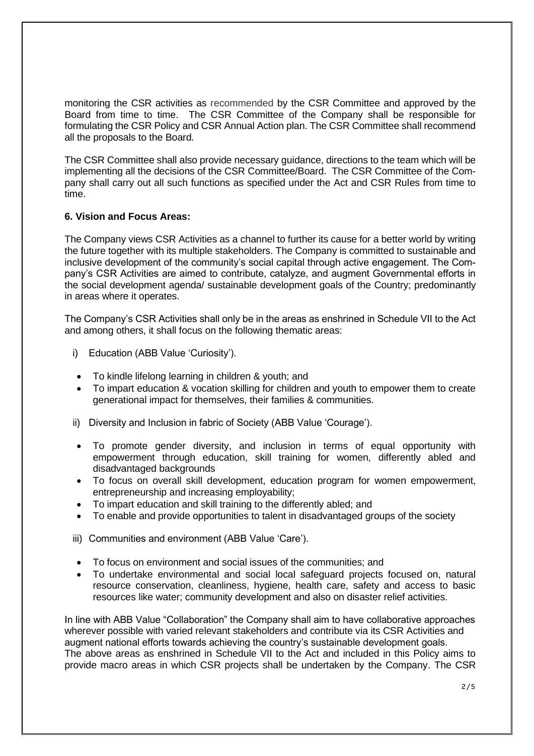monitoring the CSR activities as recommended by the CSR Committee and approved by the Board from time to time. The CSR Committee of the Company shall be responsible for formulating the CSR Policy and CSR Annual Action plan. The CSR Committee shall recommend all the proposals to the Board.

The CSR Committee shall also provide necessary guidance, directions to the team which will be implementing all the decisions of the CSR Committee/Board. The CSR Committee of the Company shall carry out all such functions as specified under the Act and CSR Rules from time to time.

**6. Vision and Focus Areas:**

The Company views CSR Activities as a channel to further its cause for a better world by writing the future together with its multiple stakeholders. The Company is committed to sustainable and inclusive development of the community's social capital through active engagement. The Company's CSR Activities are aimed to contribute, catalyze, and augment Governmental efforts in the social development agenda/ sustainable development goals of the Country; predominantly in areas where it operates.

The Company's CSR Activities shall only be in the areas as enshrined in Schedule VII to the Act and among others, it shall focus on the following thematic areas:

i) Education (ABB Value 'Curiosity').

- To kindle lifelong learning in children & youth; and
- To impart education & vocation skilling for children and youth to empower them to create generational impact for themselves, their families & communities.

ii) Diversity and Inclusion in fabric of Society (ABB Value 'Courage').

- To promote gender diversity, and inclusion in terms of equal opportunity with empowerment through education, skill training for women, differently abled and disadvantaged backgrounds
- To focus on overall skill development, education program for women empowerment, entrepreneurship and increasing employability;
- To impart education and skill training to the differently abled; and
- To enable and provide opportunities to talent in disadvantaged groups of the society

iii) Communities and environment (ABB Value 'Care').

- To focus on environment and social issues of the communities; and
- To undertake environmental and social local safeguard projects focused on, natural resource conservation, cleanliness, hygiene, health care, safety and access to basic resources like water; community development and also on disaster relief activities.

In line with ABB Value "Collaboration" the Company shall aim to have collaborative approaches wherever possible with varied relevant stakeholders and contribute via its CSR Activities and augment national efforts towards achieving the country's sustainable development goals.
The above areas as enshrined in Schedule VII to the Act and included in this Policy aims to provide macro areas in which CSR projects shall be undertaken by the Company. The CSR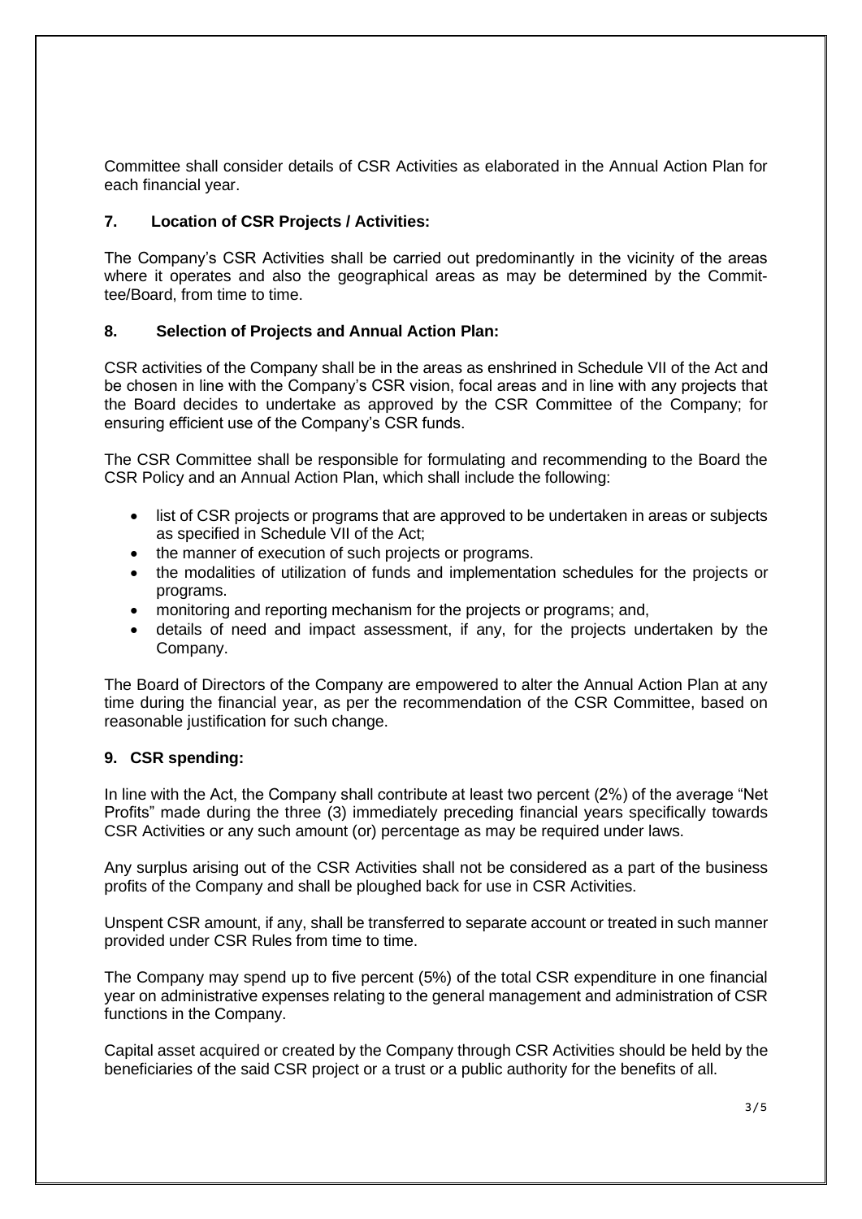Committee shall consider details of CSR Activities as elaborated in the Annual Action Plan for each financial year.

### 7. Location of CSR Projects / Activities:

The Company's CSR Activities shall be carried out predominantly in the vicinity of the areas where it operates and also the geographical areas as may be determined by the Committee/Board, from time to time.

### 8. Selection of Projects and Annual Action Plan:

CSR activities of the Company shall be in the areas as enshrined in Schedule VII of the Act and be chosen in line with the Company's CSR vision, focal areas and in line with any projects that the Board decides to undertake as approved by the CSR Committee of the Company; for ensuring efficient use of the Company's CSR funds.

The CSR Committee shall be responsible for formulating and recommending to the Board the CSR Policy and an Annual Action Plan, which shall include the following:

- list of CSR projects or programs that are approved to be undertaken in areas or subjects as specified in Schedule VII of the Act;
- the manner of execution of such projects or programs.
- the modalities of utilization of funds and implementation schedules for the projects or programs.
- monitoring and reporting mechanism for the projects or programs; and,
- details of need and impact assessment, if any, for the projects undertaken by the Company.

The Board of Directors of the Company are empowered to alter the Annual Action Plan at any time during the financial year, as per the recommendation of the CSR Committee, based on reasonable justification for such change.

### 9. CSR spending:

In line with the Act, the Company shall contribute at least two percent (2%) of the average "Net Profits" made during the three (3) immediately preceding financial years specifically towards CSR Activities or any such amount (or) percentage as may be required under laws.

Any surplus arising out of the CSR Activities shall not be considered as a part of the business profits of the Company and shall be ploughed back for use in CSR Activities.

Unspent CSR amount, if any, shall be transferred to separate account or treated in such manner provided under CSR Rules from time to time.

The Company may spend up to five percent (5%) of the total CSR expenditure in one financial year on administrative expenses relating to the general management and administration of CSR functions in the Company.

Capital asset acquired or created by the Company through CSR Activities should be held by the beneficiaries of the said CSR project or a trust or a public authority for the benefits of all.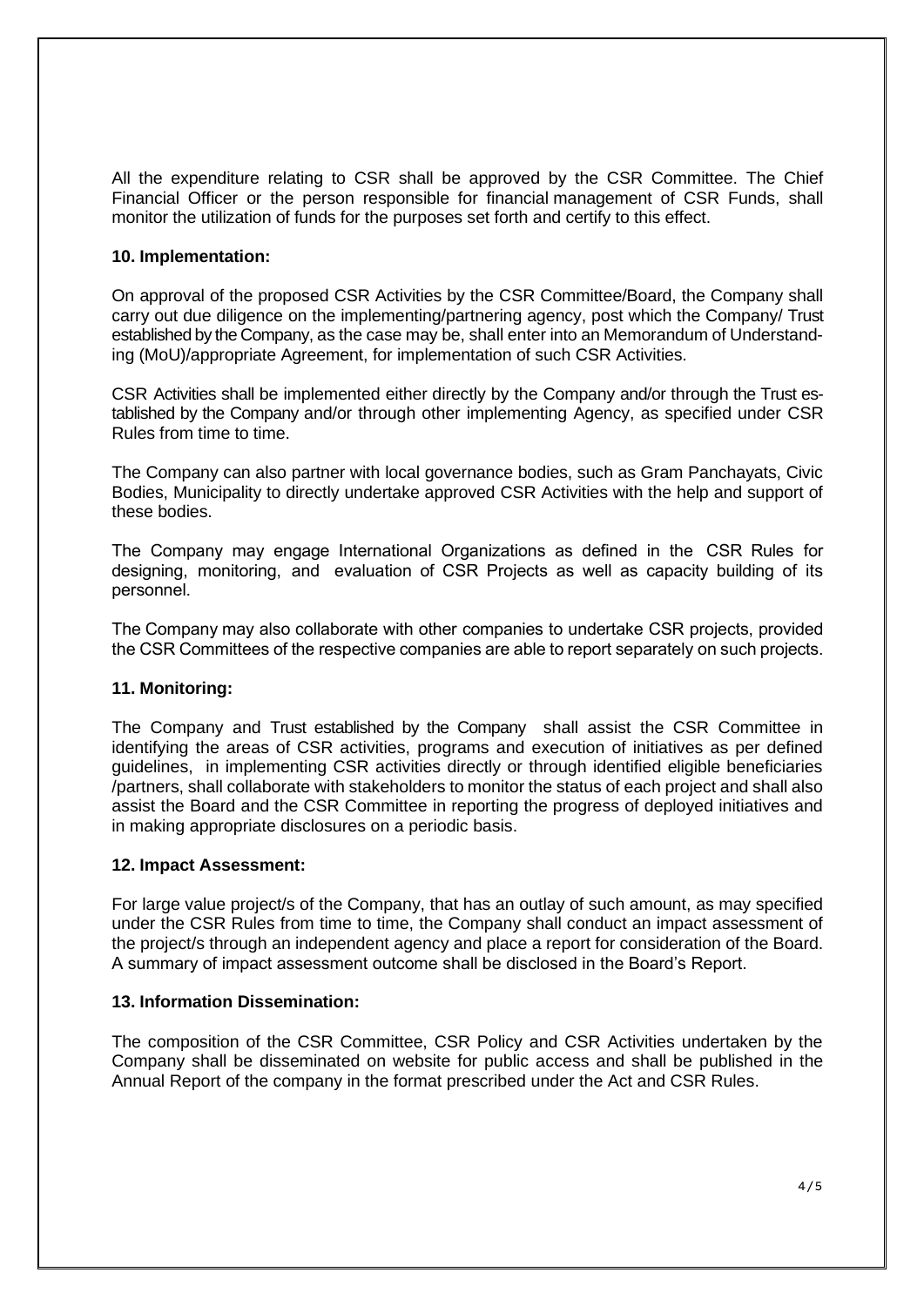All the expenditure relating to CSR shall be approved by the CSR Committee. The Chief Financial Officer or the person responsible for financial management of CSR Funds, shall monitor the utilization of funds for the purposes set forth and certify to this effect.

**10. Implementation:**

On approval of the proposed CSR Activities by the CSR Committee/Board, the Company shall carry out due diligence on the implementing/partnering agency, post which the Company/ Trust established by the Company, as the case may be, shall enter into an Memorandum of Understanding (MoU)/appropriate Agreement, for implementation of such CSR Activities.

CSR Activities shall be implemented either directly by the Company and/or through the Trust established by the Company and/or through other implementing Agency, as specified under CSR Rules from time to time.

The Company can also partner with local governance bodies, such as Gram Panchayats, Civic Bodies, Municipality to directly undertake approved CSR Activities with the help and support of these bodies.

The Company may engage International Organizations as defined in the CSR Rules for designing, monitoring, and evaluation of CSR Projects as well as capacity building of its personnel.

The Company may also collaborate with other companies to undertake CSR projects, provided the CSR Committees of the respective companies are able to report separately on such projects.

**11. Monitoring:**

The Company and Trust established by the Company shall assist the CSR Committee in identifying the areas of CSR activities, programs and execution of initiatives as per defined guidelines, in implementing CSR activities directly or through identified eligible beneficiaries /partners, shall collaborate with stakeholders to monitor the status of each project and shall also assist the Board and the CSR Committee in reporting the progress of deployed initiatives and in making appropriate disclosures on a periodic basis.

**12. Impact Assessment:**

For large value project/s of the Company, that has an outlay of such amount, as may specified under the CSR Rules from time to time, the Company shall conduct an impact assessment of the project/s through an independent agency and place a report for consideration of the Board. A summary of impact assessment outcome shall be disclosed in the Board's Report.

**13. Information Dissemination:**

The composition of the CSR Committee, CSR Policy and CSR Activities undertaken by the Company shall be disseminated on website for public access and shall be published in the Annual Report of the company in the format prescribed under the Act and CSR Rules.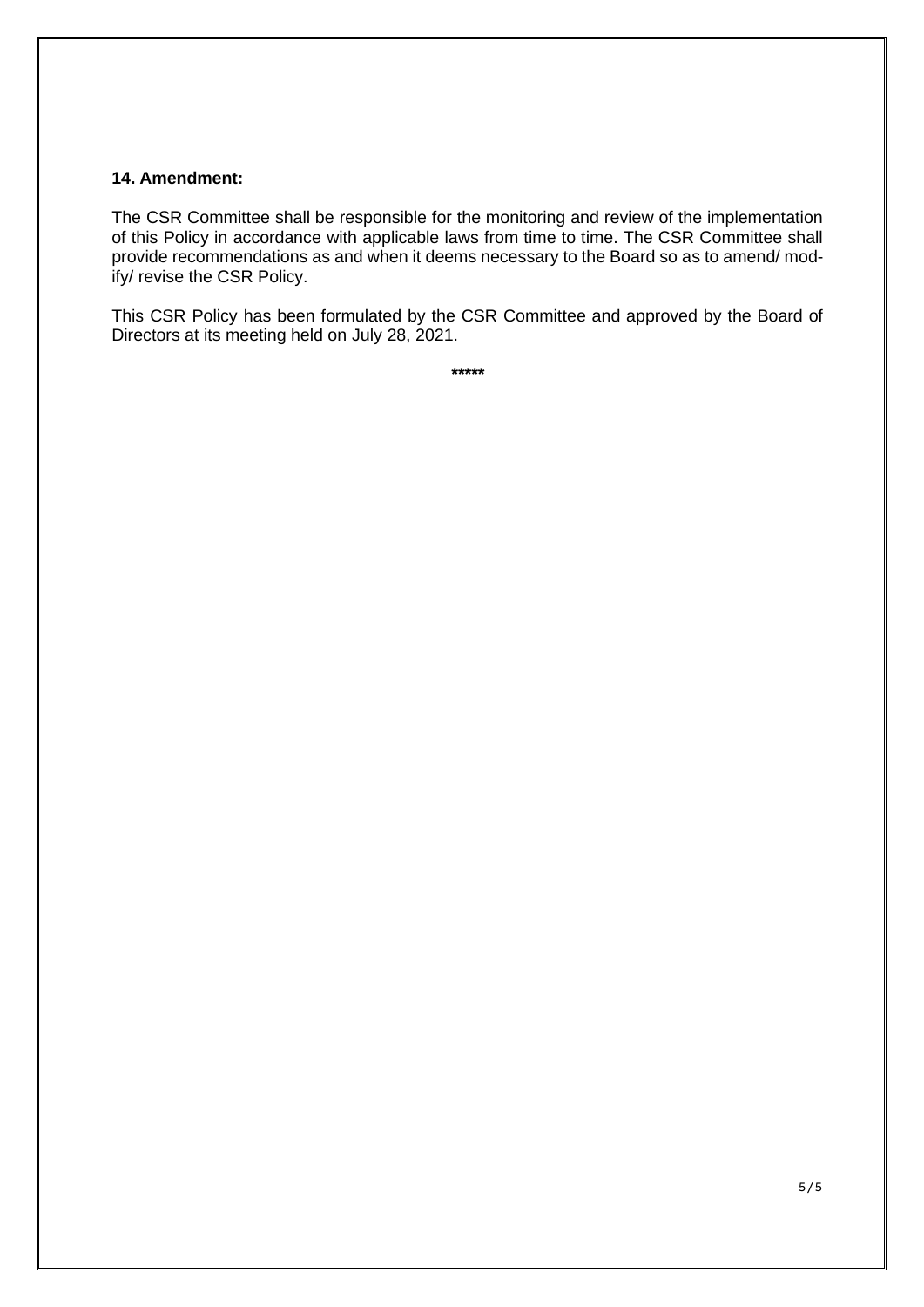**14. Amendment:**

The CSR Committee shall be responsible for the monitoring and review of the implementation of this Policy in accordance with applicable laws from time to time. The CSR Committee shall provide recommendations as and when it deems necessary to the Board so as to amend/ modify/ revise the CSR Policy.

This CSR Policy has been formulated by the CSR Committee and approved by the Board of Directors at its meeting held on July 28, 2021.

*****